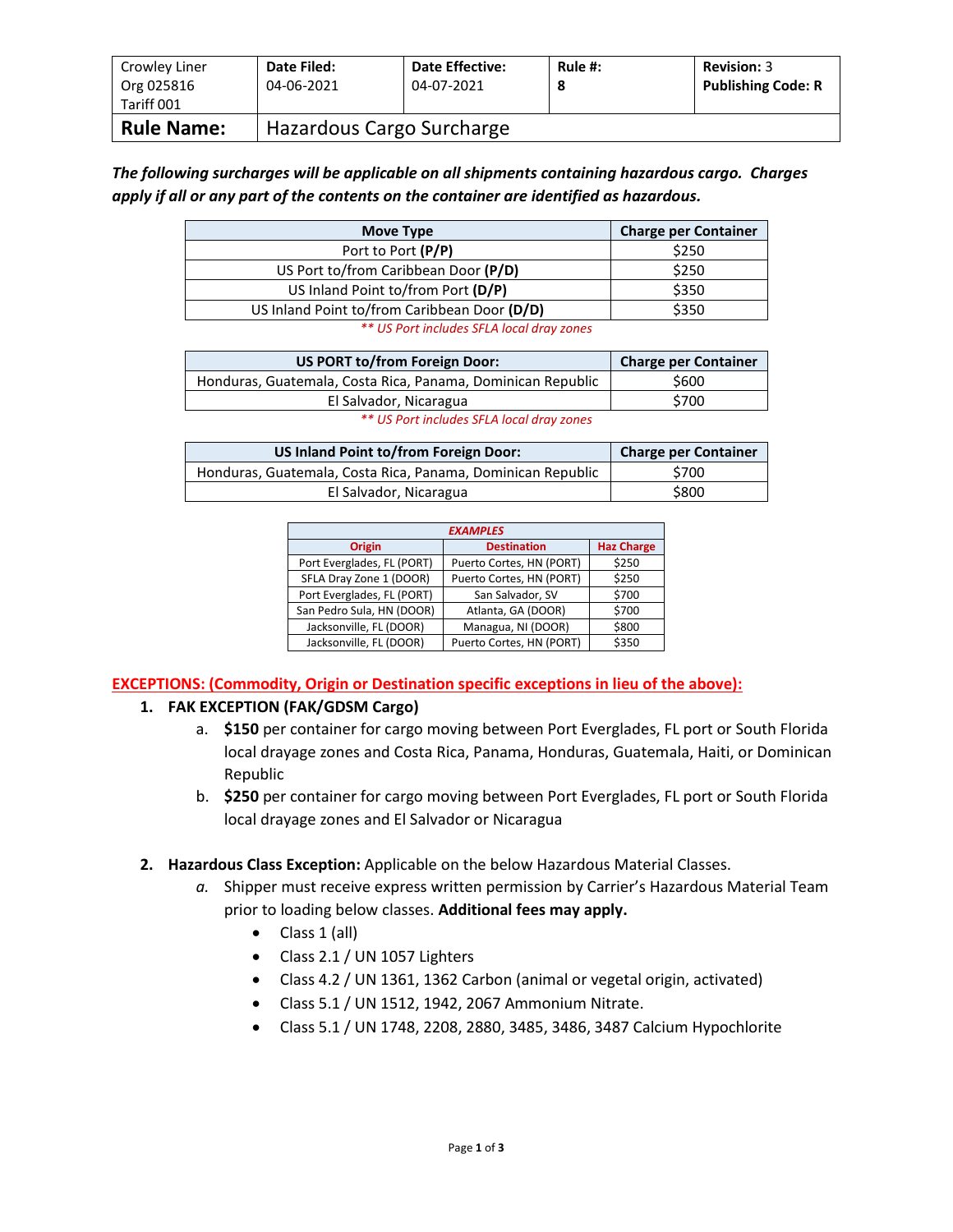| Crowley Liner Org 025816 Tariff 001 | **Date Filed:** 04-06-2021 | **Date Effective:** 04-07-2021 | **Rule #:** 8 | **Revision:** 3 **Publishing Code: R** |
|---|---|---|---|---|
| **Rule Name:** | Hazardous Cargo Surcharge | | | |

***The following surcharges will be applicable on all shipments containing hazardous cargo. Charges apply if all or any part of the contents on the container are identified as hazardous.***

| Move Type | Charge per Container |
|---|---|
| Port to Port **(P/P)** | $250 |
| US Port to/from Caribbean Door **(P/D)** | $250 |
| US Inland Point to/from Port **(D/P)** | $350 |
| US Inland Point to/from Caribbean Door **(D/D)** | $350 |

*\*\* US Port includes SFLA local dray zones*

| US PORT to/from Foreign Door: | Charge per Container |
|---|---|
| Honduras, Guatemala, Costa Rica, Panama, Dominican Republic | $600 |
| El Salvador, Nicaragua | $700 |

*\*\* US Port includes SFLA local dray zones*

| US Inland Point to/from Foreign Door: | Charge per Container |
|---|---|
| Honduras, Guatemala, Costa Rica, Panama, Dominican Republic | $700 |
| El Salvador, Nicaragua | $800 |

| *EXAMPLES* | | |
|---|---|---|
| **Origin** | **Destination** | **Haz Charge** |
| Port Everglades, FL (PORT) | Puerto Cortes, HN (PORT) | $250 |
| SFLA Dray Zone 1 (DOOR) | Puerto Cortes, HN (PORT) | $250 |
| Port Everglades, FL (PORT) | San Salvador, SV | $700 |
| San Pedro Sula, HN (DOOR) | Atlanta, GA (DOOR) | $700 |
| Jacksonville, FL (DOOR) | Managua, NI (DOOR) | $800 |
| Jacksonville, FL (DOOR) | Puerto Cortes, HN (PORT) | $350 |

**EXCEPTIONS: (Commodity, Origin or Destination specific exceptions in lieu of the above):**

1. **FAK EXCEPTION (FAK/GDSM Cargo)**
   a. **$150** per container for cargo moving between Port Everglades, FL port or South Florida local drayage zones and Costa Rica, Panama, Honduras, Guatemala, Haiti, or Dominican Republic
   b. **$250** per container for cargo moving between Port Everglades, FL port or South Florida local drayage zones and El Salvador or Nicaragua

2. **Hazardous Class Exception:** Applicable on the below Hazardous Material Classes.
   *a.* Shipper must receive express written permission by Carrier's Hazardous Material Team prior to loading below classes. **Additional fees may apply.**
      - Class 1 (all)
      - Class 2.1 / UN 1057 Lighters
      - Class 4.2 / UN 1361, 1362 Carbon (animal or vegetal origin, activated)
      - Class 5.1 / UN 1512, 1942, 2067 Ammonium Nitrate.
      - Class 5.1 / UN 1748, 2208, 2880, 3485, 3486, 3487 Calcium Hypochlorite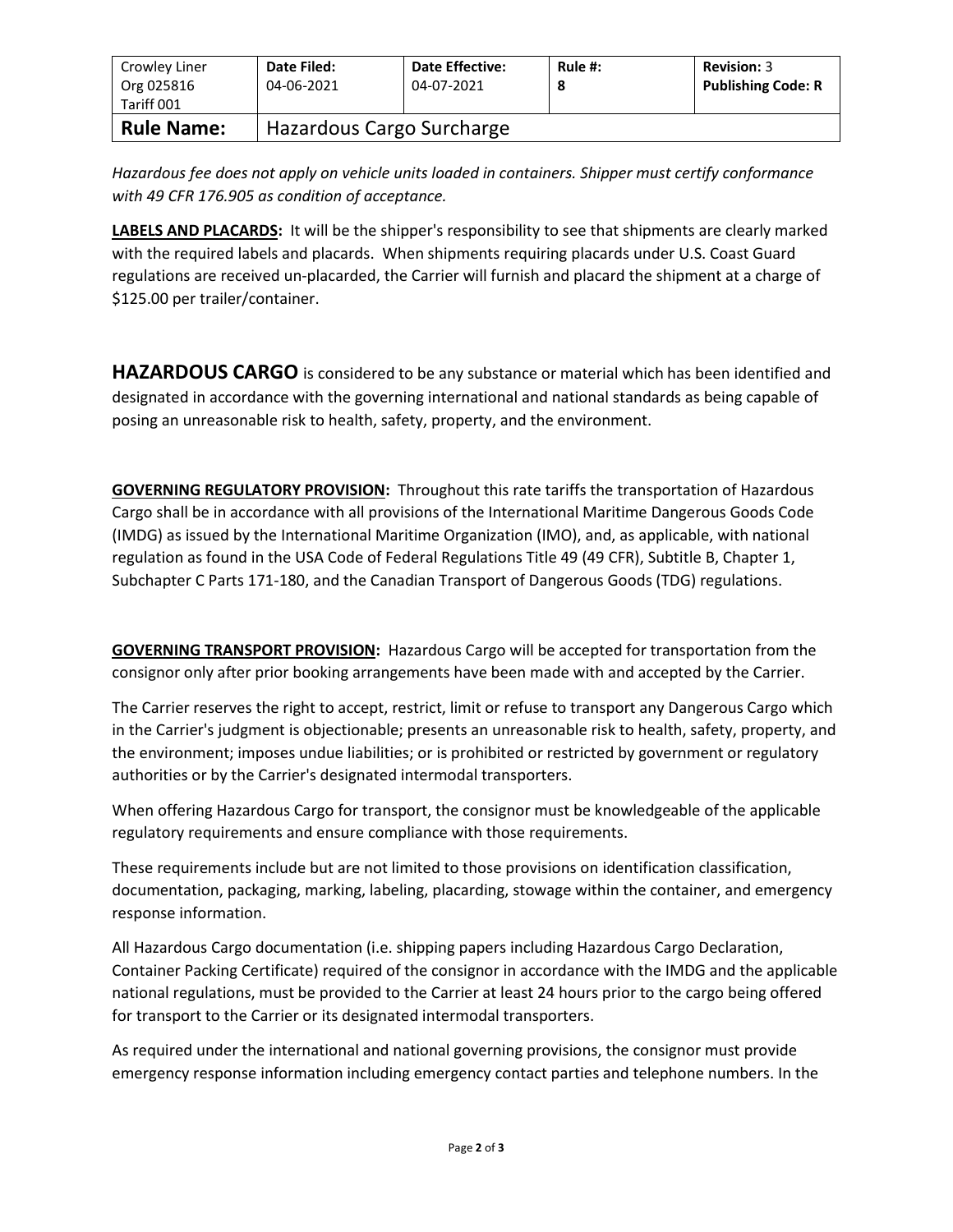| Crowley Liner Org 025816 Tariff 001 | **Date Filed:** 04-06-2021 | **Date Effective:** 04-07-2021 | **Rule #:** 8 | **Revision:** 3 **Publishing Code: R** |
|---|---|---|---|---|
| **Rule Name:** | Hazardous Cargo Surcharge | | | |

*Hazardous fee does not apply on vehicle units loaded in containers. Shipper must certify conformance with 49 CFR 176.905 as condition of acceptance.*

**LABELS AND PLACARDS:** It will be the shipper's responsibility to see that shipments are clearly marked with the required labels and placards. When shipments requiring placards under U.S. Coast Guard regulations are received un-placarded, the Carrier will furnish and placard the shipment at a charge of $125.00 per trailer/container.

**HAZARDOUS CARGO** is considered to be any substance or material which has been identified and designated in accordance with the governing international and national standards as being capable of posing an unreasonable risk to health, safety, property, and the environment.

**GOVERNING REGULATORY PROVISION:** Throughout this rate tariffs the transportation of Hazardous Cargo shall be in accordance with all provisions of the International Maritime Dangerous Goods Code (IMDG) as issued by the International Maritime Organization (IMO), and, as applicable, with national regulation as found in the USA Code of Federal Regulations Title 49 (49 CFR), Subtitle B, Chapter 1, Subchapter C Parts 171-180, and the Canadian Transport of Dangerous Goods (TDG) regulations.

**GOVERNING TRANSPORT PROVISION:** Hazardous Cargo will be accepted for transportation from the consignor only after prior booking arrangements have been made with and accepted by the Carrier.

The Carrier reserves the right to accept, restrict, limit or refuse to transport any Dangerous Cargo which in the Carrier's judgment is objectionable; presents an unreasonable risk to health, safety, property, and the environment; imposes undue liabilities; or is prohibited or restricted by government or regulatory authorities or by the Carrier's designated intermodal transporters.

When offering Hazardous Cargo for transport, the consignor must be knowledgeable of the applicable regulatory requirements and ensure compliance with those requirements.

These requirements include but are not limited to those provisions on identification classification, documentation, packaging, marking, labeling, placarding, stowage within the container, and emergency response information.

All Hazardous Cargo documentation (i.e. shipping papers including Hazardous Cargo Declaration, Container Packing Certificate) required of the consignor in accordance with the IMDG and the applicable national regulations, must be provided to the Carrier at least 24 hours prior to the cargo being offered for transport to the Carrier or its designated intermodal transporters.

As required under the international and national governing provisions, the consignor must provide emergency response information including emergency contact parties and telephone numbers. In the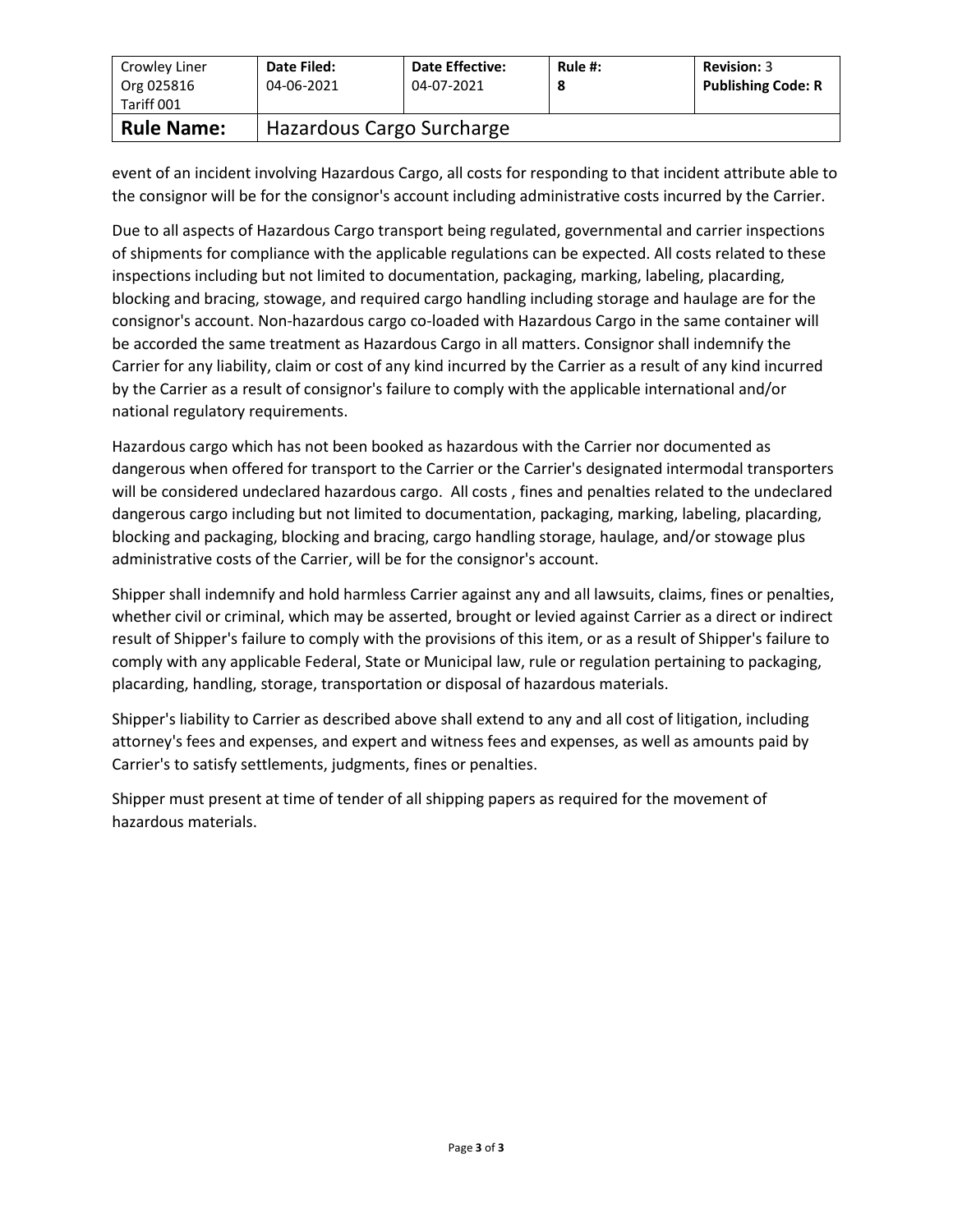event of an incident involving Hazardous Cargo, all costs for responding to that incident attribute able to the consignor will be for the consignor's account including administrative costs incurred by the Carrier.

Due to all aspects of Hazardous Cargo transport being regulated, governmental and carrier inspections of shipments for compliance with the applicable regulations can be expected. All costs related to these inspections including but not limited to documentation, packaging, marking, labeling, placarding, blocking and bracing, stowage, and required cargo handling including storage and haulage are for the consignor's account. Non-hazardous cargo co-loaded with Hazardous Cargo in the same container will be accorded the same treatment as Hazardous Cargo in all matters. Consignor shall indemnify the Carrier for any liability, claim or cost of any kind incurred by the Carrier as a result of any kind incurred by the Carrier as a result of consignor's failure to comply with the applicable international and/or national regulatory requirements.

Hazardous cargo which has not been booked as hazardous with the Carrier nor documented as dangerous when offered for transport to the Carrier or the Carrier's designated intermodal transporters will be considered undeclared hazardous cargo. All costs , fines and penalties related to the undeclared dangerous cargo including but not limited to documentation, packaging, marking, labeling, placarding, blocking and packaging, blocking and bracing, cargo handling storage, haulage, and/or stowage plus administrative costs of the Carrier, will be for the consignor's account.

Shipper shall indemnify and hold harmless Carrier against any and all lawsuits, claims, fines or penalties, whether civil or criminal, which may be asserted, brought or levied against Carrier as a direct or indirect result of Shipper's failure to comply with the provisions of this item, or as a result of Shipper's failure to comply with any applicable Federal, State or Municipal law, rule or regulation pertaining to packaging, placarding, handling, storage, transportation or disposal of hazardous materials.

Shipper's liability to Carrier as described above shall extend to any and all cost of litigation, including attorney's fees and expenses, and expert and witness fees and expenses, as well as amounts paid by Carrier's to satisfy settlements, judgments, fines or penalties.

Shipper must present at time of tender of all shipping papers as required for the movement of hazardous materials.